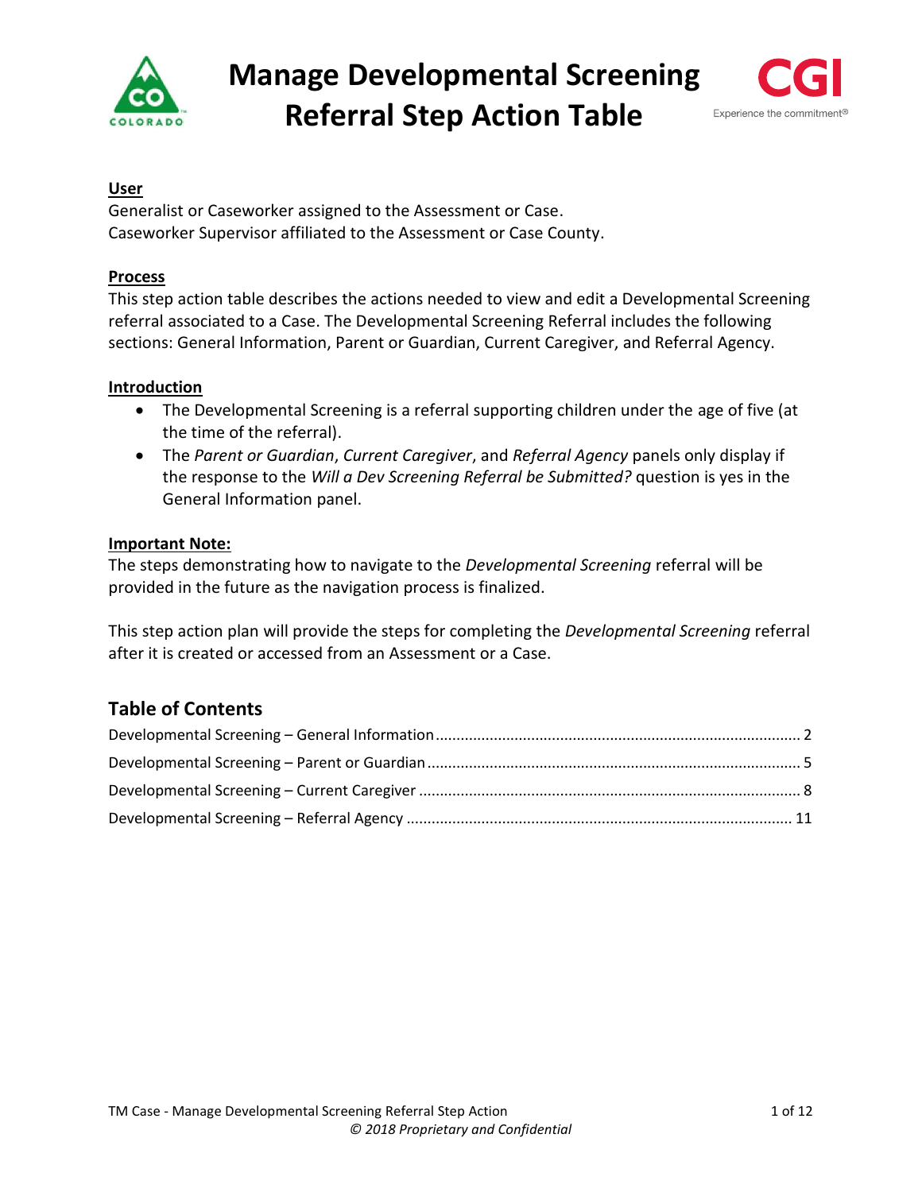# Manage Developmental Screening Referral Step Action Table

**User**

Generalist or Caseworker assigned to the Assessment or Case.
Caseworker Supervisor affiliated to the Assessment or Case County.

**Process**

This step action table describes the actions needed to view and edit a Developmental Screening referral associated to a Case. The Developmental Screening Referral includes the following sections: General Information, Parent or Guardian, Current Caregiver, and Referral Agency.

**Introduction**

- The Developmental Screening is a referral supporting children under the age of five (at the time of the referral).
- The *Parent or Guardian*, *Current Caregiver*, and *Referral Agency* panels only display if the response to the *Will a Dev Screening Referral be Submitted?* question is yes in the General Information panel.

**Important Note:**

The steps demonstrating how to navigate to the *Developmental Screening* referral will be provided in the future as the navigation process is finalized.

This step action plan will provide the steps for completing the *Developmental Screening* referral after it is created or accessed from an Assessment or a Case.

## Table of Contents

Developmental Screening – General Information .... 2
Developmental Screening – Parent or Guardian .... 5
Developmental Screening – Current Caregiver .... 8
Developmental Screening – Referral Agency .... 11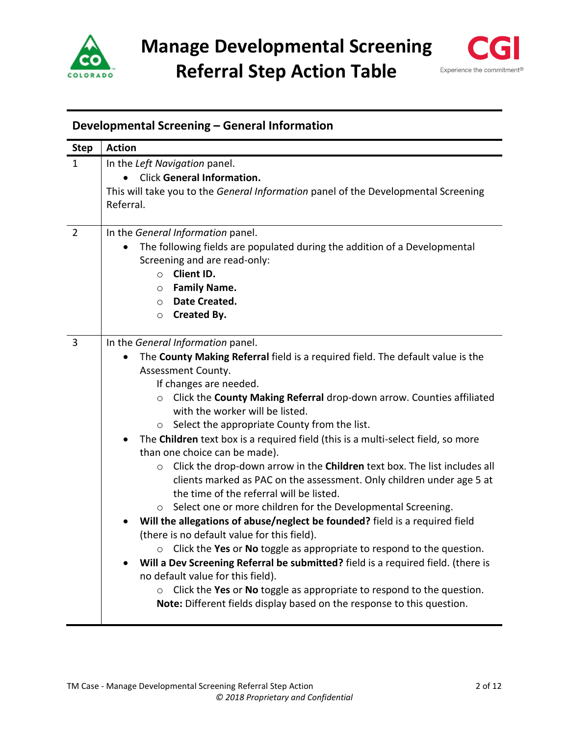# Manage Developmental Screening Referral Step Action Table

## Developmental Screening – General Information

| Step | Action |
|---|---|
| 1 | In the *Left Navigation* panel.<br>• Click **General Information.**<br>This will take you to the *General Information* panel of the Developmental Screening Referral. |
| 2 | In the *General Information* panel.<br>• The following fields are populated during the addition of a Developmental Screening and are read-only:<br>○ **Client ID.**<br>○ **Family Name.**<br>○ **Date Created.**<br>○ **Created By.** |
| 3 | In the *General Information* panel.<br>• The **County Making Referral** field is a required field. The default value is the Assessment County.<br>If changes are needed.<br>○ Click the **County Making Referral** drop-down arrow. Counties affiliated with the worker will be listed.<br>○ Select the appropriate County from the list.<br>• The **Children** text box is a required field (this is a multi-select field, so more than one choice can be made).<br>○ Click the drop-down arrow in the **Children** text box. The list includes all clients marked as PAC on the assessment. Only children under age 5 at the time of the referral will be listed.<br>○ Select one or more children for the Developmental Screening.<br>• **Will the allegations of abuse/neglect be founded?** field is a required field (there is no default value for this field).<br>○ Click the **Yes** or **No** toggle as appropriate to respond to the question.<br>• **Will a Dev Screening Referral be submitted?** field is a required field. (there is no default value for this field).<br>○ Click the **Yes** or **No** toggle as appropriate to respond to the question.<br>**Note:** Different fields display based on the response to this question. |

TM Case - Manage Developmental Screening Referral Step Action

*© 2018 Proprietary and Confidential*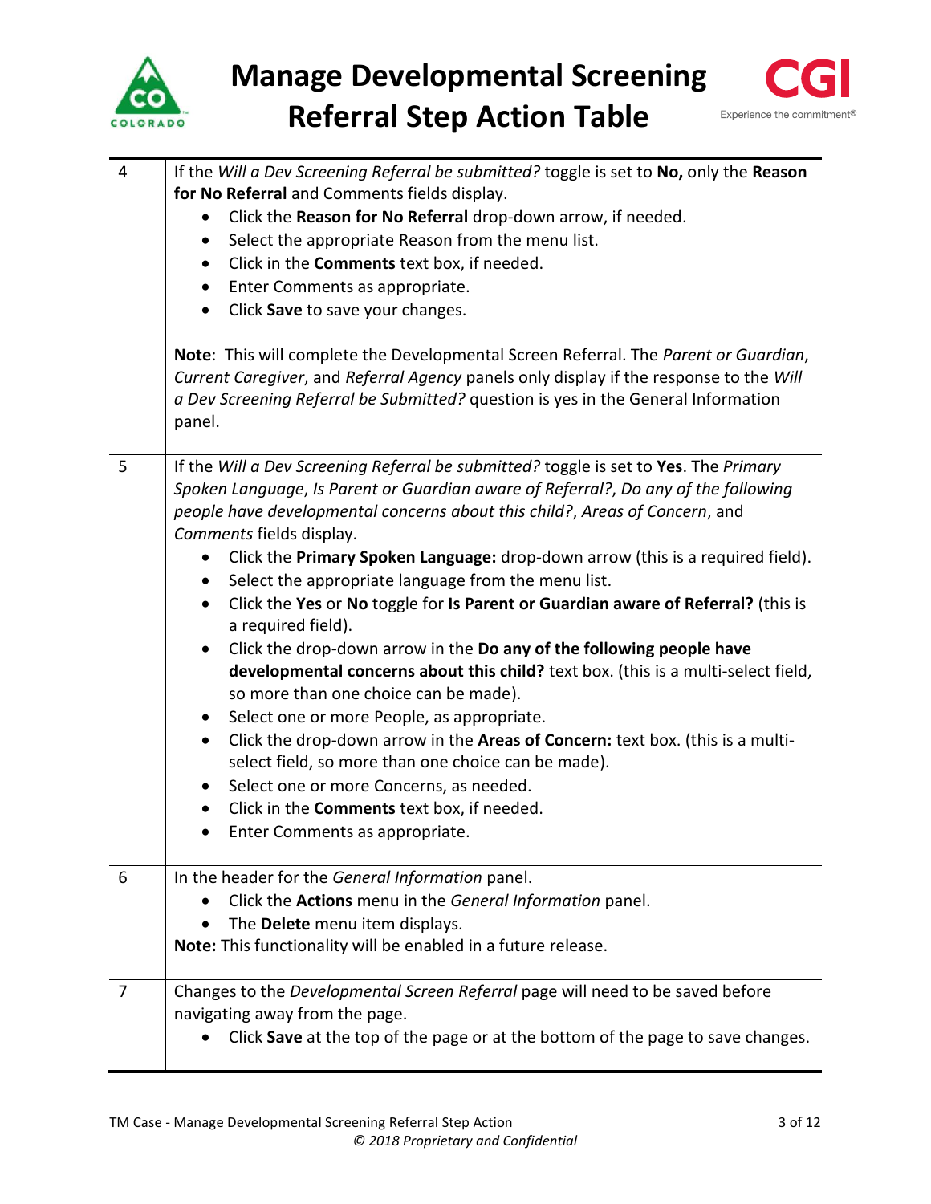# Manage Developmental Screening Referral Step Action Table

| | |
|---|---|
| 4 | If the *Will a Dev Screening Referral be submitted?* toggle is set to **No,** only the **Reason for No Referral** and Comments fields display.<br>• Click the **Reason for No Referral** drop-down arrow, if needed.<br>• Select the appropriate Reason from the menu list.<br>• Click in the **Comments** text box, if needed.<br>• Enter Comments as appropriate.<br>• Click **Save** to save your changes.<br><br>**Note**: This will complete the Developmental Screen Referral. The *Parent or Guardian*, *Current Caregiver*, and *Referral Agency* panels only display if the response to the *Will a Dev Screening Referral be Submitted?* question is yes in the General Information panel. |
| 5 | If the *Will a Dev Screening Referral be submitted?* toggle is set to **Yes**. The *Primary Spoken Language*, *Is Parent or Guardian aware of Referral?*, *Do any of the following people have developmental concerns about this child?*, *Areas of Concern*, and *Comments* fields display.<br>• Click the **Primary Spoken Language:** drop-down arrow (this is a required field).<br>• Select the appropriate language from the menu list.<br>• Click the **Yes** or **No** toggle for **Is Parent or Guardian aware of Referral?** (this is a required field).<br>• Click the drop-down arrow in the **Do any of the following people have developmental concerns about this child?** text box. (this is a multi-select field, so more than one choice can be made).<br>• Select one or more People, as appropriate.<br>• Click the drop-down arrow in the **Areas of Concern:** text box. (this is a multi-select field, so more than one choice can be made).<br>• Select one or more Concerns, as needed.<br>• Click in the **Comments** text box, if needed.<br>• Enter Comments as appropriate. |
| 6 | In the header for the *General Information* panel.<br>• Click the **Actions** menu in the *General Information* panel.<br>• The **Delete** menu item displays.<br>**Note:** This functionality will be enabled in a future release. |
| 7 | Changes to the *Developmental Screen Referral* page will need to be saved before navigating away from the page.<br>• Click **Save** at the top of the page or at the bottom of the page to save changes. |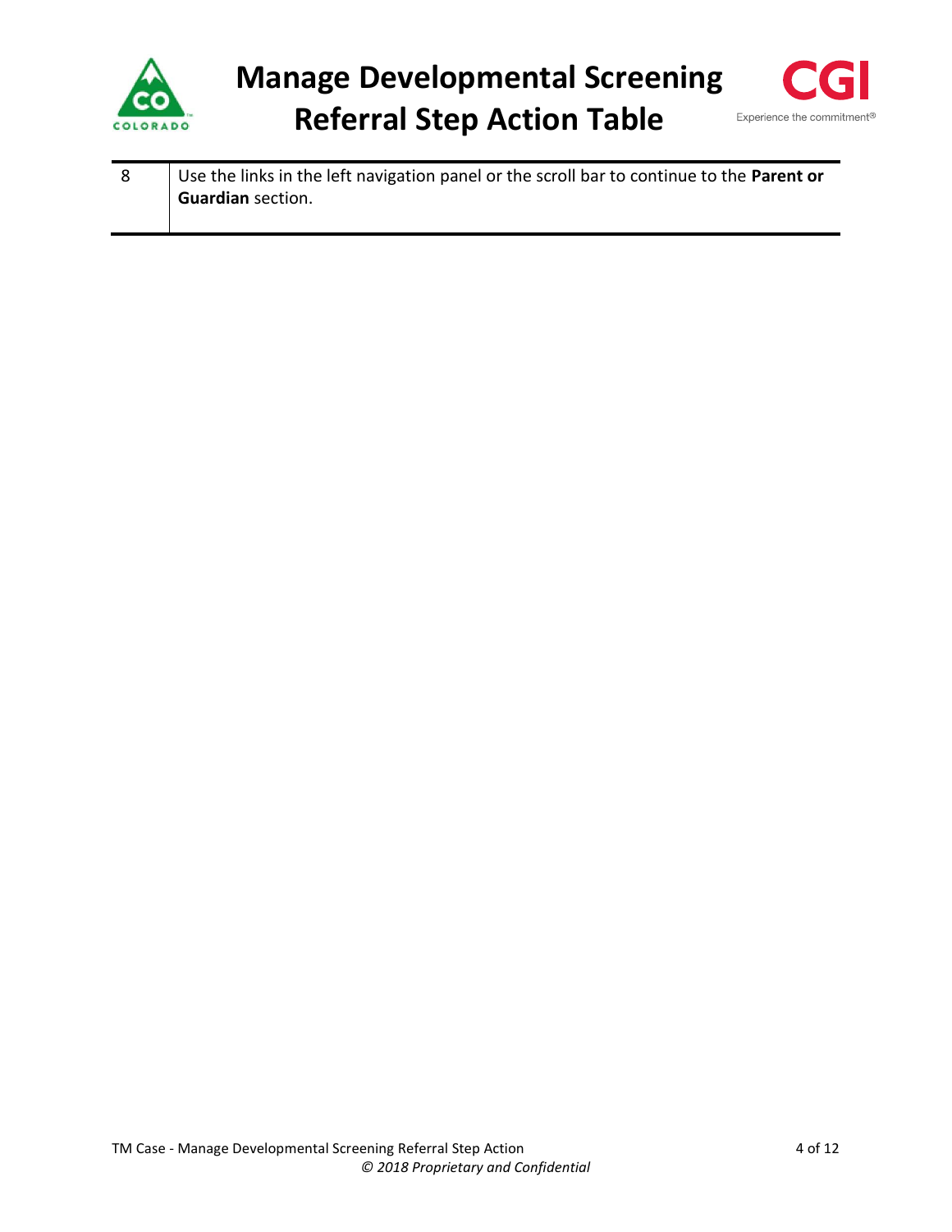| 8 | Use the links in the left navigation panel or the scroll bar to continue to the **Parent or Guardian** section. |
|---|---|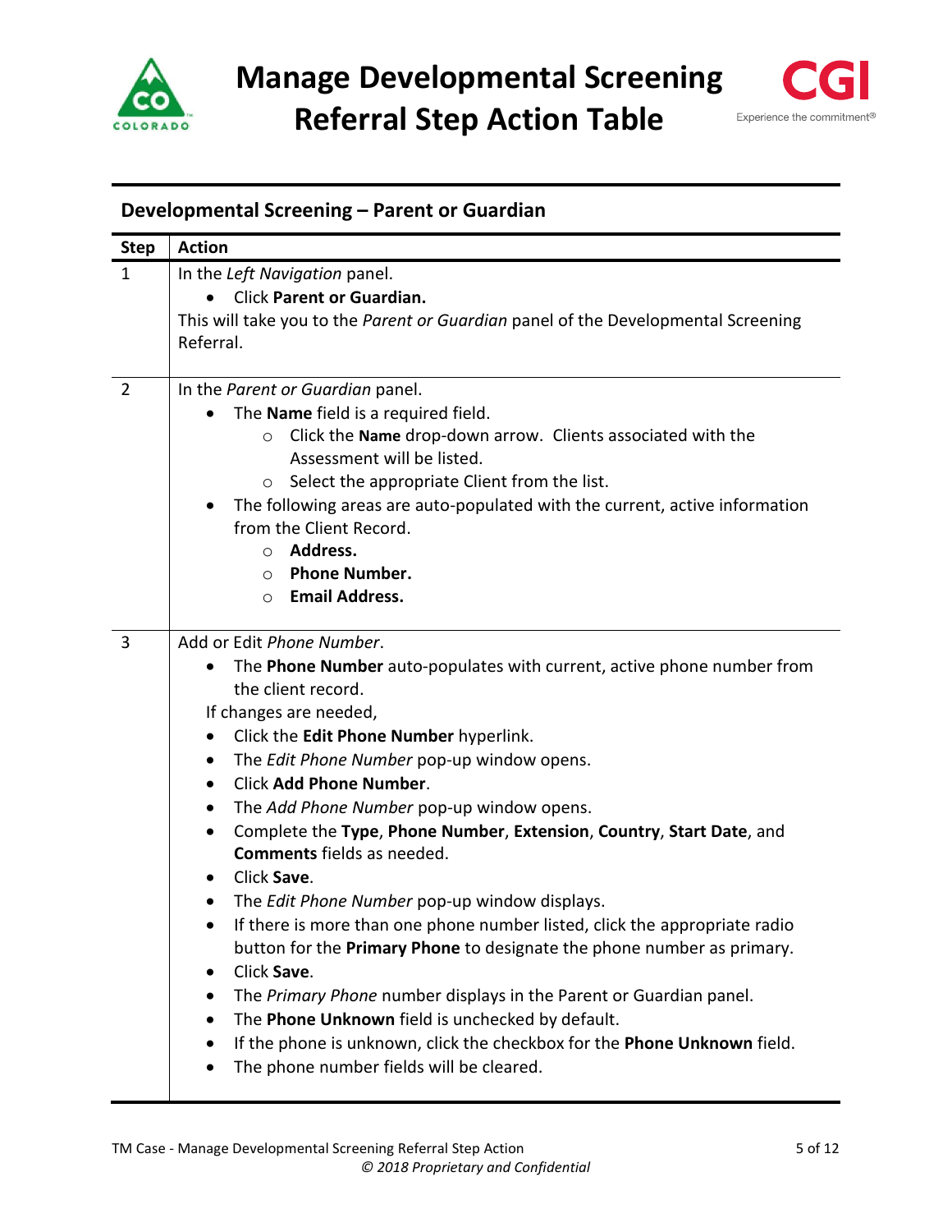## Developmental Screening – Parent or Guardian

| Step | Action |
|---|---|
| 1 | In the *Left Navigation* panel.<br>• Click **Parent or Guardian.**<br>This will take you to the *Parent or Guardian* panel of the Developmental Screening Referral. |
| 2 | In the *Parent or Guardian* panel.<br>• The **Name** field is a required field.<br>&nbsp;&nbsp;&nbsp;&nbsp;○ Click the **Name** drop-down arrow. Clients associated with the Assessment will be listed.<br>&nbsp;&nbsp;&nbsp;&nbsp;○ Select the appropriate Client from the list.<br>• The following areas are auto-populated with the current, active information from the Client Record.<br>&nbsp;&nbsp;&nbsp;&nbsp;○ **Address.**<br>&nbsp;&nbsp;&nbsp;&nbsp;○ **Phone Number.**<br>&nbsp;&nbsp;&nbsp;&nbsp;○ **Email Address.** |
| 3 | Add or Edit *Phone Number*.<br>• The **Phone Number** auto-populates with current, active phone number from the client record.<br>If changes are needed,<br>• Click the **Edit Phone Number** hyperlink.<br>• The *Edit Phone Number* pop-up window opens.<br>• Click **Add Phone Number**.<br>• The *Add Phone Number* pop-up window opens.<br>• Complete the **Type**, **Phone Number**, **Extension**, **Country**, **Start Date**, and **Comments** fields as needed.<br>• Click **Save**.<br>• The *Edit Phone Number* pop-up window displays.<br>• If there is more than one phone number listed, click the appropriate radio button for the **Primary Phone** to designate the phone number as primary.<br>• Click **Save**.<br>• The *Primary Phone* number displays in the Parent or Guardian panel.<br>• The **Phone Unknown** field is unchecked by default.<br>• If the phone is unknown, click the checkbox for the **Phone Unknown** field.<br>• The phone number fields will be cleared. |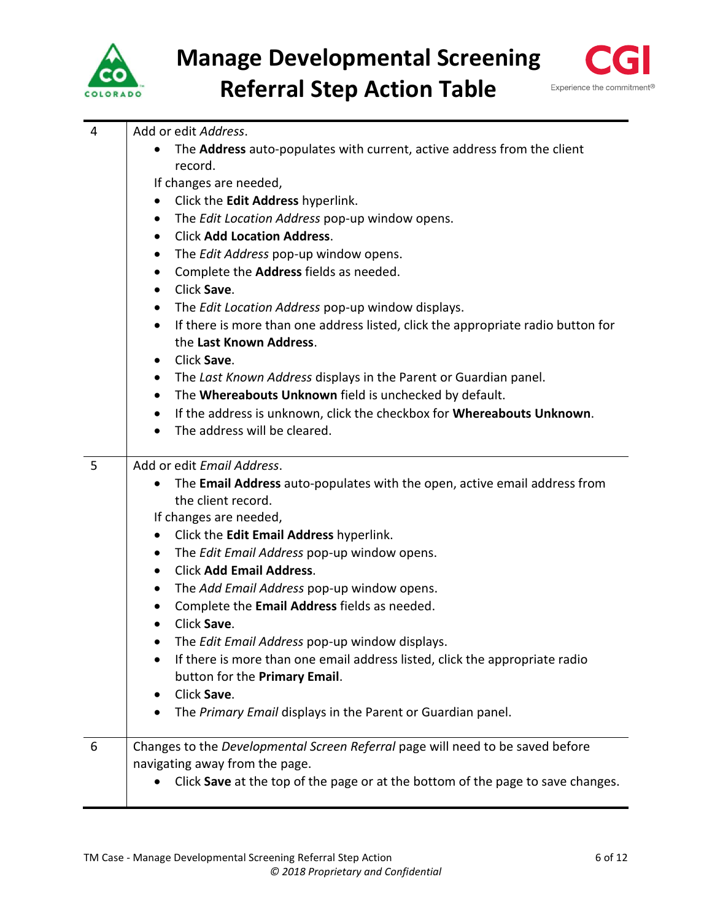| | |
|---|---|
| 4 | Add or edit *Address*.<br>• The **Address** auto-populates with current, active address from the client record.<br>If changes are needed,<br>• Click the **Edit Address** hyperlink.<br>• The *Edit Location Address* pop-up window opens.<br>• Click **Add Location Address**.<br>• The *Edit Address* pop-up window opens.<br>• Complete the **Address** fields as needed.<br>• Click **Save**.<br>• The *Edit Location Address* pop-up window displays.<br>• If there is more than one address listed, click the appropriate radio button for the **Last Known Address**.<br>• Click **Save**.<br>• The *Last Known Address* displays in the Parent or Guardian panel.<br>• The **Whereabouts Unknown** field is unchecked by default.<br>• If the address is unknown, click the checkbox for **Whereabouts Unknown**.<br>• The address will be cleared. |
| 5 | Add or edit *Email Address*.<br>• The **Email Address** auto-populates with the open, active email address from the client record.<br>If changes are needed,<br>• Click the **Edit Email Address** hyperlink.<br>• The *Edit Email Address* pop-up window opens.<br>• Click **Add Email Address**.<br>• The *Add Email Address* pop-up window opens.<br>• Complete the **Email Address** fields as needed.<br>• Click **Save**.<br>• The *Edit Email Address* pop-up window displays.<br>• If there is more than one email address listed, click the appropriate radio button for the **Primary Email**.<br>• Click **Save**.<br>• The *Primary Email* displays in the Parent or Guardian panel. |
| 6 | Changes to the *Developmental Screen Referral* page will need to be saved before navigating away from the page.<br>• Click **Save** at the top of the page or at the bottom of the page to save changes. |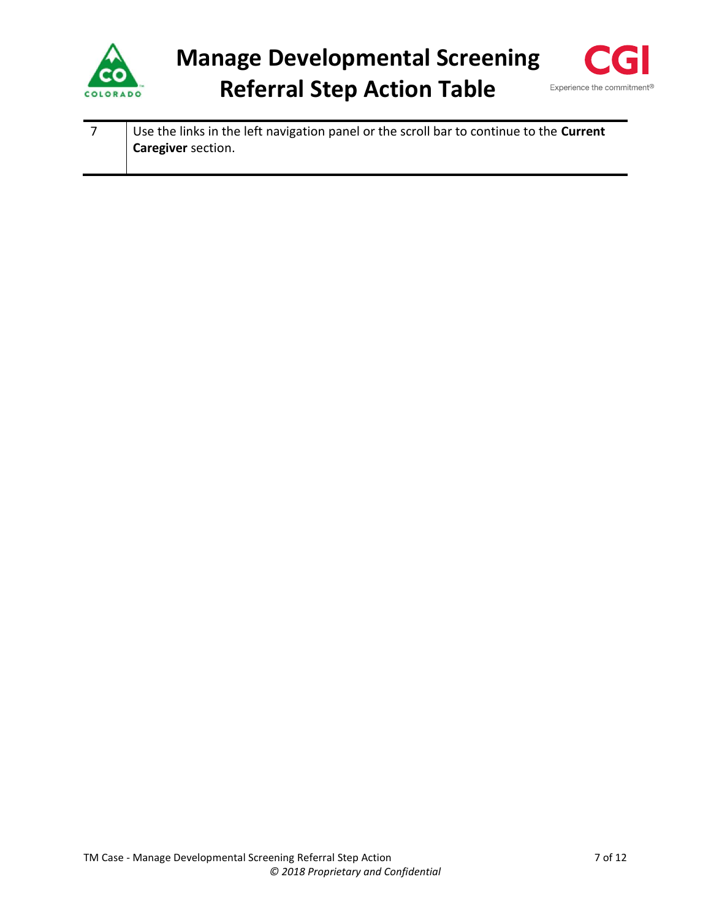| | |
|---|---|
| 7 | Use the links in the left navigation panel or the scroll bar to continue to the **Current Caregiver** section. |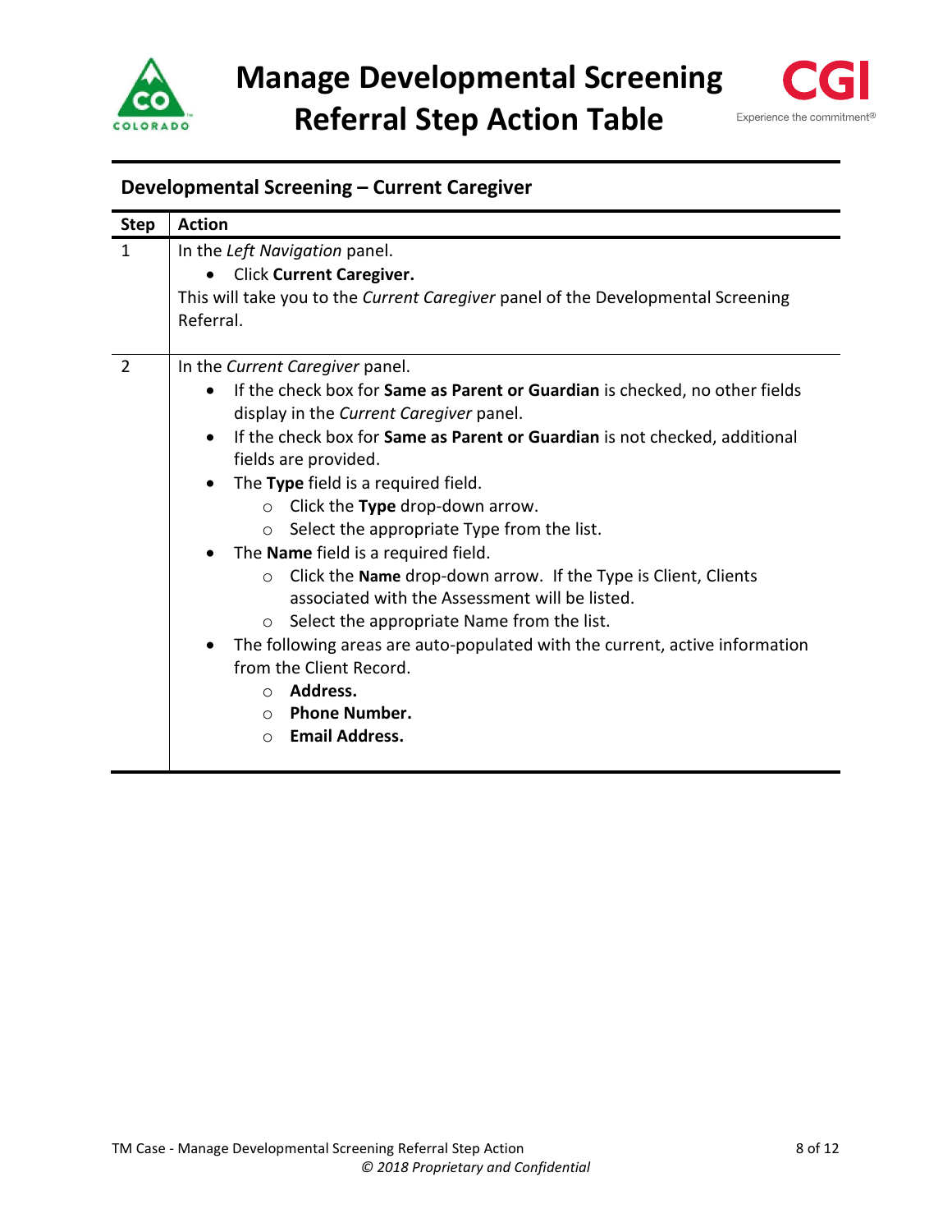## Developmental Screening – Current Caregiver

| Step | Action |
|---|---|
| 1 | In the *Left Navigation* panel.<br>• Click **Current Caregiver.**<br>This will take you to the *Current Caregiver* panel of the Developmental Screening Referral. |
| 2 | In the *Current Caregiver* panel.<br>• If the check box for **Same as Parent or Guardian** is checked, no other fields display in the *Current Caregiver* panel.<br>• If the check box for **Same as Parent or Guardian** is not checked, additional fields are provided.<br>• The **Type** field is a required field.<br>  ○ Click the **Type** drop-down arrow.<br>  ○ Select the appropriate Type from the list.<br>• The **Name** field is a required field.<br>  ○ Click the **Name** drop-down arrow. If the Type is Client, Clients associated with the Assessment will be listed.<br>  ○ Select the appropriate Name from the list.<br>• The following areas are auto-populated with the current, active information from the Client Record.<br>  ○ **Address.**<br>  ○ **Phone Number.**<br>  ○ **Email Address.** |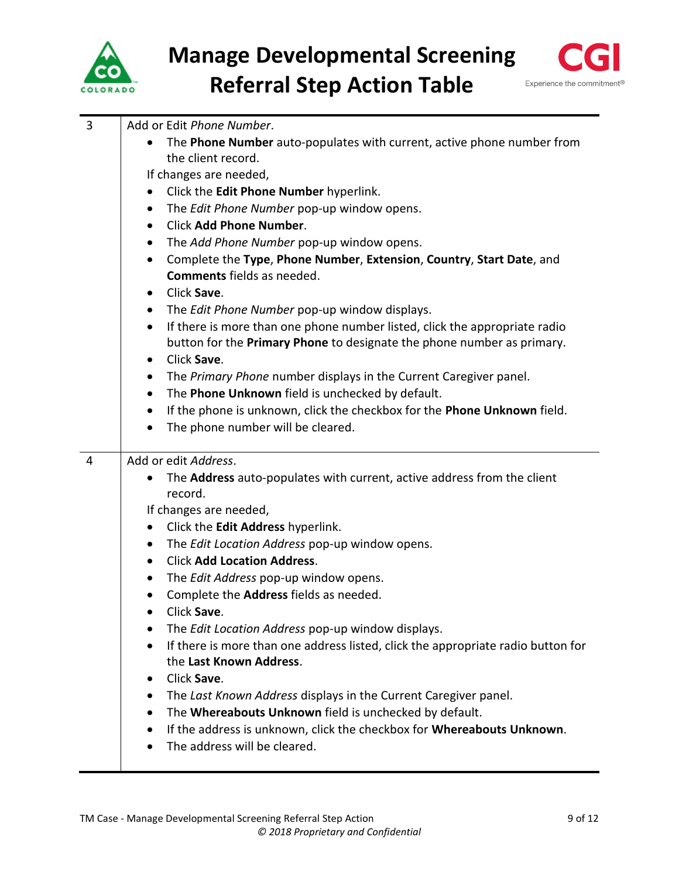| | |
|---|---|
| 3 | Add or Edit *Phone Number*.<br>• The **Phone Number** auto-populates with current, active phone number from the client record.<br>If changes are needed,<br>• Click the **Edit Phone Number** hyperlink.<br>• The *Edit Phone Number* pop-up window opens.<br>• Click **Add Phone Number**.<br>• The *Add Phone Number* pop-up window opens.<br>• Complete the **Type**, **Phone Number**, **Extension**, **Country**, **Start Date**, and **Comments** fields as needed.<br>• Click **Save**.<br>• The *Edit Phone Number* pop-up window displays.<br>• If there is more than one phone number listed, click the appropriate radio button for the **Primary Phone** to designate the phone number as primary.<br>• Click **Save**.<br>• The *Primary Phone* number displays in the Current Caregiver panel.<br>• The **Phone Unknown** field is unchecked by default.<br>• If the phone is unknown, click the checkbox for the **Phone Unknown** field.<br>• The phone number will be cleared. |
| 4 | Add or edit *Address*.<br>• The **Address** auto-populates with current, active address from the client record.<br>If changes are needed,<br>• Click the **Edit Address** hyperlink.<br>• The *Edit Location Address* pop-up window opens.<br>• Click **Add Location Address**.<br>• The *Edit Address* pop-up window opens.<br>• Complete the **Address** fields as needed.<br>• Click **Save**.<br>• The *Edit Location Address* pop-up window displays.<br>• If there is more than one address listed, click the appropriate radio button for the **Last Known Address**.<br>• Click **Save**.<br>• The *Last Known Address* displays in the Current Caregiver panel.<br>• The **Whereabouts Unknown** field is unchecked by default.<br>• If the address is unknown, click the checkbox for **Whereabouts Unknown**.<br>• The address will be cleared. |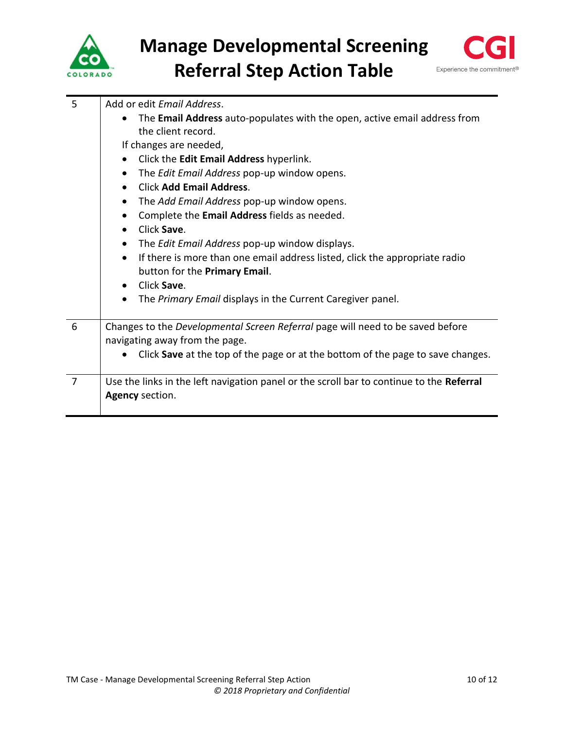# Manage Developmental Screening Referral Step Action Table

| | |
|---|---|
| 5 | Add or edit *Email Address*.<br>• The **Email Address** auto-populates with the open, active email address from the client record.<br>If changes are needed,<br>• Click the **Edit Email Address** hyperlink.<br>• The *Edit Email Address* pop-up window opens.<br>• Click **Add Email Address**.<br>• The *Add Email Address* pop-up window opens.<br>• Complete the **Email Address** fields as needed.<br>• Click **Save**.<br>• The *Edit Email Address* pop-up window displays.<br>• If there is more than one email address listed, click the appropriate radio button for the **Primary Email**.<br>• Click **Save**.<br>• The *Primary Email* displays in the Current Caregiver panel. |
| 6 | Changes to the *Developmental Screen Referral* page will need to be saved before navigating away from the page.<br>• Click **Save** at the top of the page or at the bottom of the page to save changes. |
| 7 | Use the links in the left navigation panel or the scroll bar to continue to the **Referral Agency** section. |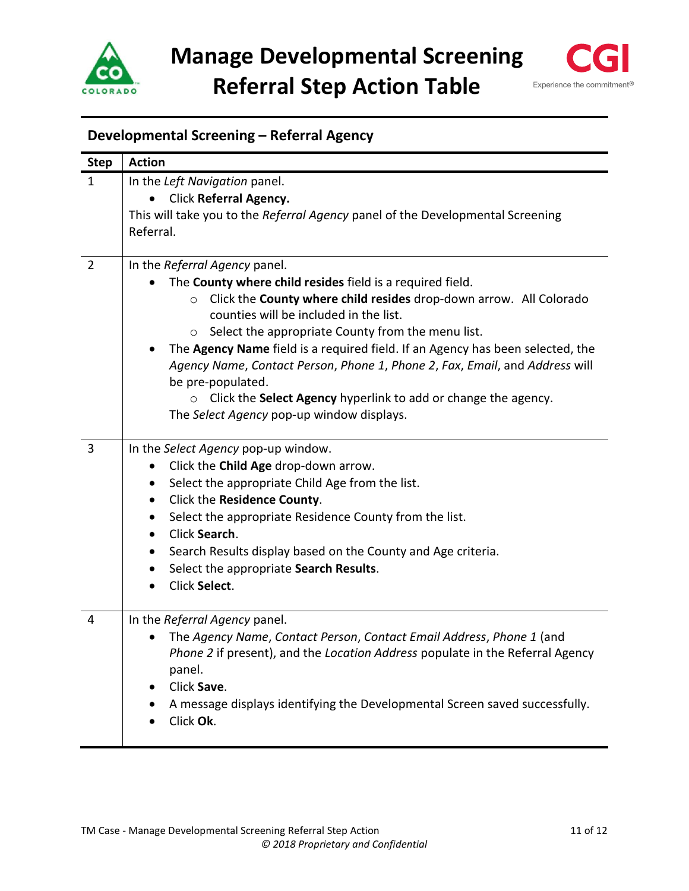# Manage Developmental Screening Referral Step Action Table

## Developmental Screening – Referral Agency

| Step | Action |
|---|---|
| 1 | In the *Left Navigation* panel.<br>• Click **Referral Agency.**<br>This will take you to the *Referral Agency* panel of the Developmental Screening Referral. |
| 2 | In the *Referral Agency* panel.<br>• The **County where child resides** field is a required field.<br>  ○ Click the **County where child resides** drop-down arrow. All Colorado counties will be included in the list.<br>  ○ Select the appropriate County from the menu list.<br>• The **Agency Name** field is a required field. If an Agency has been selected, the *Agency Name*, *Contact Person*, *Phone 1*, *Phone 2*, *Fax*, *Email*, and *Address* will be pre-populated.<br>  ○ Click the **Select Agency** hyperlink to add or change the agency.<br>The *Select Agency* pop-up window displays. |
| 3 | In the *Select Agency* pop-up window.<br>• Click the **Child Age** drop-down arrow.<br>• Select the appropriate Child Age from the list.<br>• Click the **Residence County**.<br>• Select the appropriate Residence County from the list.<br>• Click **Search**.<br>• Search Results display based on the County and Age criteria.<br>• Select the appropriate **Search Results**.<br>• Click **Select**. |
| 4 | In the *Referral Agency* panel.<br>• The *Agency Name*, *Contact Person*, *Contact Email Address*, *Phone 1* (and *Phone 2* if present), and the *Location Address* populate in the Referral Agency panel.<br>• Click **Save**.<br>• A message displays identifying the Developmental Screen saved successfully.<br>• Click **Ok**. |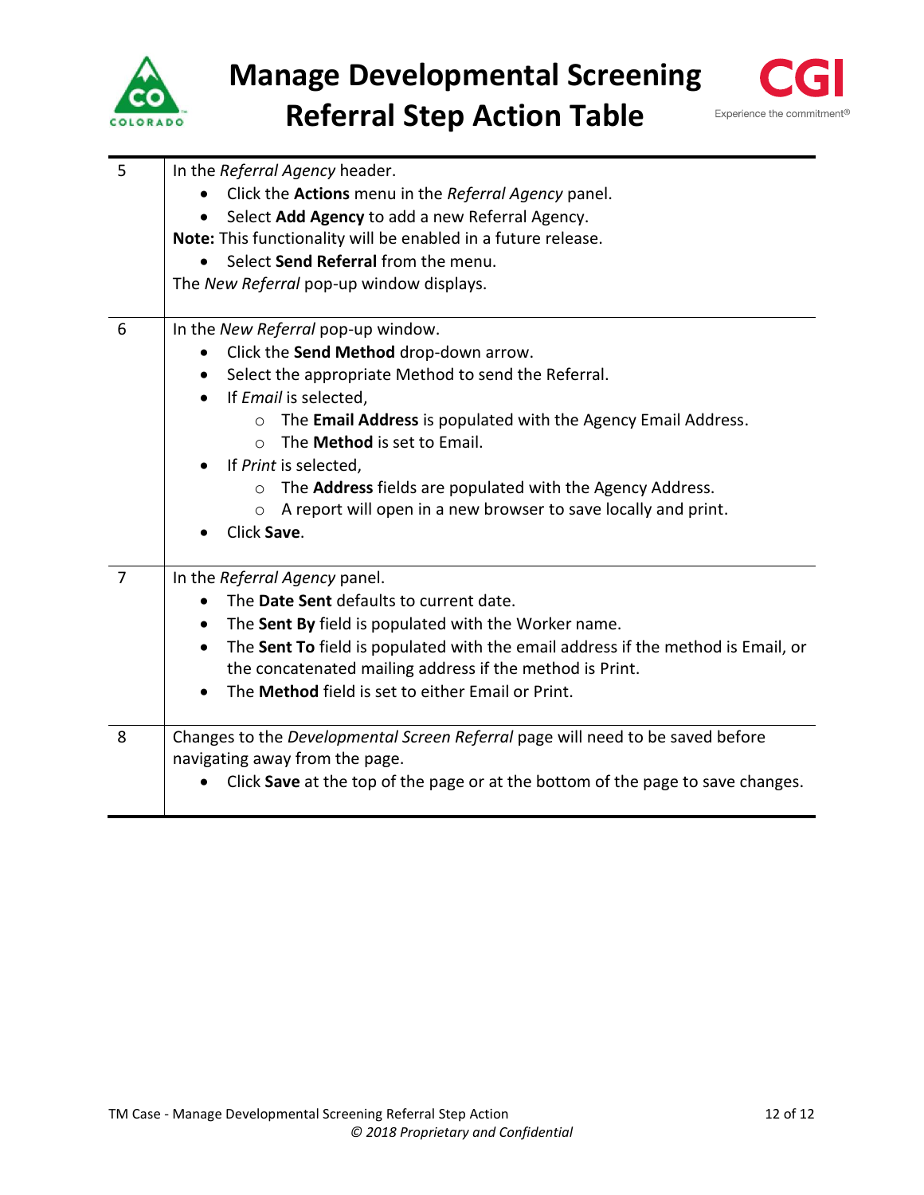| | |
|---|---|
| 5 | In the *Referral Agency* header.<br>• Click the **Actions** menu in the *Referral Agency* panel.<br>• Select **Add Agency** to add a new Referral Agency.<br>**Note:** This functionality will be enabled in a future release.<br>• Select **Send Referral** from the menu.<br>The *New Referral* pop-up window displays. |
| 6 | In the *New Referral* pop-up window.<br>• Click the **Send Method** drop-down arrow.<br>• Select the appropriate Method to send the Referral.<br>• If *Email* is selected,<br>  ○ The **Email Address** is populated with the Agency Email Address.<br>  ○ The **Method** is set to Email.<br>• If *Print* is selected,<br>  ○ The **Address** fields are populated with the Agency Address.<br>  ○ A report will open in a new browser to save locally and print.<br>• Click **Save**. |
| 7 | In the *Referral Agency* panel.<br>• The **Date Sent** defaults to current date.<br>• The **Sent By** field is populated with the Worker name.<br>• The **Sent To** field is populated with the email address if the method is Email, or the concatenated mailing address if the method is Print.<br>• The **Method** field is set to either Email or Print. |
| 8 | Changes to the *Developmental Screen Referral* page will need to be saved before navigating away from the page.<br>• Click **Save** at the top of the page or at the bottom of the page to save changes. |